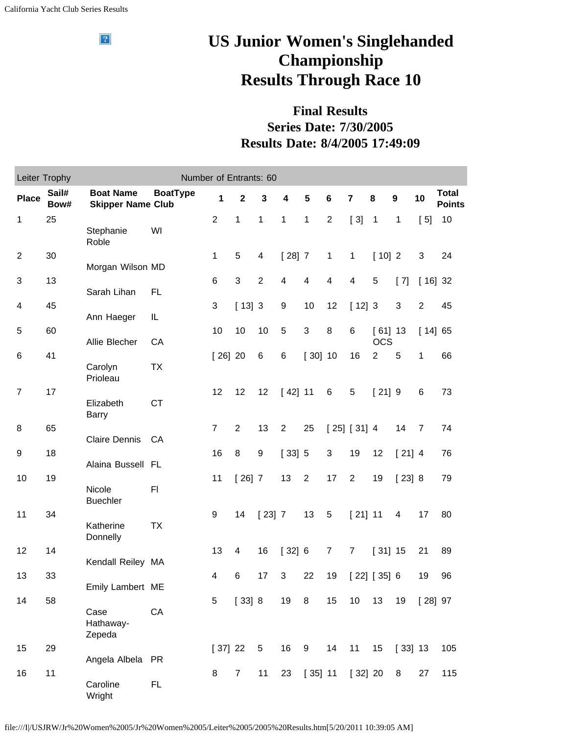# US Junior Women's Singlehanded Championship
# Results Through Race 10

## Final Results
## Series Date: 7/30/2005
## Results Date: 8/4/2005 17:49:09

| Leiter Trophy | | | | Number of Entrants: 60 | | | | | | | | | | |
|---|---|---|---|---|---|---|---|---|---|---|---|---|---|---|
| **Place** | **Sail# Bow#** | **Boat Name Skipper Name** | **BoatType Club** | **1** | **2** | **3** | **4** | **5** | **6** | **7** | **8** | **9** | **10** | **Total Points** |
| 1 | 25 | Stephanie Roble | WI | 2 | 1 | 1 | 1 | 1 | 2 | [ 3] | 1 | 1 | [ 5] | 10 |
| 2 | 30 | Morgan Wilson | MD | 1 | 5 | 4 | [ 28] | 7 | 1 | 1 | [ 10] | 2 | 3 | 24 |
| 3 | 13 | Sarah Lihan | FL | 6 | 3 | 2 | 4 | 4 | 4 | 4 | 5 | [ 7] | [ 16] | 32 |
| 4 | 45 | Ann Haeger | IL | 3 | [ 13] | 3 | 9 | 10 | 12 | [ 12] | 3 | 3 | 2 | 45 |
| 5 | 60 | Allie Blecher | CA | 10 | 10 | 10 | 5 | 3 | 8 | 6 | [ 61] OCS | 13 | [ 14] | 65 |
| 6 | 41 | Carolyn Prioleau | TX | [ 26] | 20 | 6 | 6 | [ 30] | 10 | 16 | 2 | 5 | 1 | 66 |
| 7 | 17 | Elizabeth Barry | CT | 12 | 12 | 12 | [ 42] | 11 | 6 | 5 | [ 21] | 9 | 6 | 73 |
| 8 | 65 | Claire Dennis | CA | 7 | 2 | 13 | 2 | 25 | [ 25] | [ 31] | 4 | 14 | 7 | 74 |
| 9 | 18 | Alaina Bussell | FL | 16 | 8 | 9 | [ 33] | 5 | 3 | 19 | 12 | [ 21] | 4 | 76 |
| 10 | 19 | Nicole Buechler | Fl | 11 | [ 26] | 7 | 13 | 2 | 17 | 2 | 19 | [ 23] | 8 | 79 |
| 11 | 34 | Katherine Donnelly | TX | 9 | 14 | [ 23] | 7 | 13 | 5 | [ 21] | 11 | 4 | 17 | 80 |
| 12 | 14 | Kendall Reiley | MA | 13 | 4 | 16 | [ 32] | 6 | 7 | 7 | [ 31] | 15 | 21 | 89 |
| 13 | 33 | Emily Lambert | ME | 4 | 6 | 17 | 3 | 22 | 19 | [ 22] | [ 35] | 6 | 19 | 96 |
| 14 | 58 | Case Hathaway-Zepeda | CA | 5 | [ 33] | 8 | 19 | 8 | 15 | 10 | 13 | 19 | [ 28] | 97 |
| 15 | 29 | Angela Albela | PR | [ 37] | 22 | 5 | 16 | 9 | 14 | 11 | 15 | [ 33] | 13 | 105 |
| 16 | 11 | Caroline Wright | FL | 8 | 7 | 11 | 23 | [ 35] | 11 | [ 32] | 20 | 8 | 27 | 115 |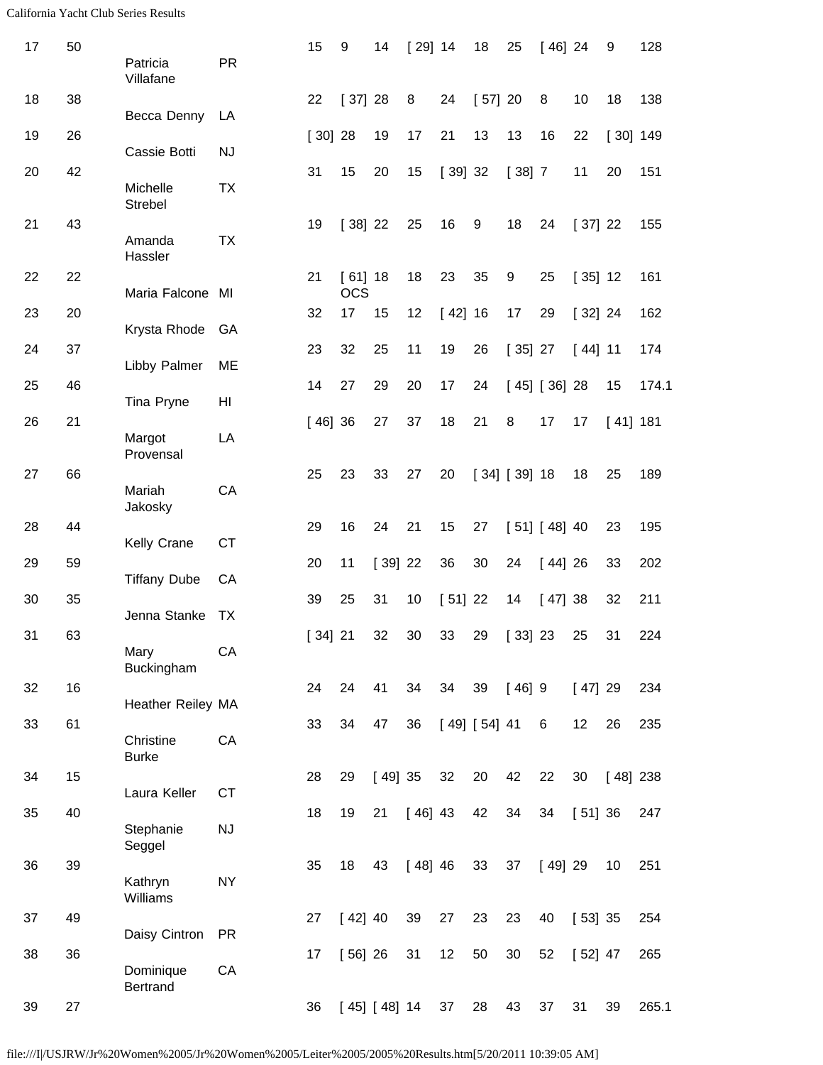| 17 | 50 | Patricia Villafane | PR | 15 | 9 | 14 | [ 29] | 14 | 18 | 25 | [ 46] | 24 | 9 | 128 |
|---|---|---|---|---|---|---|---|---|---|---|---|---|---|---|
| 18 | 38 | Becca Denny | LA | 22 | [ 37] | 28 | 8 | 24 | [ 57] | 20 | 8 | 10 | 18 | 138 |
| 19 | 26 | Cassie Botti | NJ | [ 30] | 28 | 19 | 17 | 21 | 13 | 13 | 16 | 22 | [ 30] | 149 |
| 20 | 42 | Michelle Strebel | TX | 31 | 15 | 20 | 15 | [ 39] | 32 | [ 38] | 7 | 11 | 20 | 151 |
| 21 | 43 | Amanda Hassler | TX | 19 | [ 38] | 22 | 25 | 16 | 9 | 18 | 24 | [ 37] | 22 | 155 |
| 22 | 22 | Maria Falcone | MI | 21 | [ 61] OCS | 18 | 18 | 23 | 35 | 9 | 25 | [ 35] | 12 | 161 |
| 23 | 20 | Krysta Rhode | GA | 32 | 17 | 15 | 12 | [ 42] | 16 | 17 | 29 | [ 32] | 24 | 162 |
| 24 | 37 | Libby Palmer | ME | 23 | 32 | 25 | 11 | 19 | 26 | [ 35] | 27 | [ 44] | 11 | 174 |
| 25 | 46 | Tina Pryne | HI | 14 | 27 | 29 | 20 | 17 | 24 | [ 45] | [ 36] | 28 | 15 | 174.1 |
| 26 | 21 | Margot Provensal | LA | [ 46] | 36 | 27 | 37 | 18 | 21 | 8 | 17 | 17 | [ 41] | 181 |
| 27 | 66 | Mariah Jakosky | CA | 25 | 23 | 33 | 27 | 20 | [ 34] | [ 39] | 18 | 18 | 25 | 189 |
| 28 | 44 | Kelly Crane | CT | 29 | 16 | 24 | 21 | 15 | 27 | [ 51] | [ 48] | 40 | 23 | 195 |
| 29 | 59 | Tiffany Dube | CA | 20 | 11 | [ 39] | 22 | 36 | 30 | 24 | [ 44] | 26 | 33 | 202 |
| 30 | 35 | Jenna Stanke | TX | 39 | 25 | 31 | 10 | [ 51] | 22 | 14 | [ 47] | 38 | 32 | 211 |
| 31 | 63 | Mary Buckingham | CA | [ 34] | 21 | 32 | 30 | 33 | 29 | [ 33] | 23 | 25 | 31 | 224 |
| 32 | 16 | Heather Reiley | MA | 24 | 24 | 41 | 34 | 34 | 39 | [ 46] | 9 | [ 47] | 29 | 234 |
| 33 | 61 | Christine Burke | CA | 33 | 34 | 47 | 36 | [ 49] | [ 54] | 41 | 6 | 12 | 26 | 235 |
| 34 | 15 | Laura Keller | CT | 28 | 29 | [ 49] | 35 | 32 | 20 | 42 | 22 | 30 | [ 48] | 238 |
| 35 | 40 | Stephanie Seggel | NJ | 18 | 19 | 21 | [ 46] | 43 | 42 | 34 | 34 | [ 51] | 36 | 247 |
| 36 | 39 | Kathryn Williams | NY | 35 | 18 | 43 | [ 48] | 46 | 33 | 37 | [ 49] | 29 | 10 | 251 |
| 37 | 49 | Daisy Cintron | PR | 27 | [ 42] | 40 | 39 | 27 | 23 | 23 | 40 | [ 53] | 35 | 254 |
| 38 | 36 | Dominique Bertrand | CA | 17 | [ 56] | 26 | 31 | 12 | 50 | 30 | 52 | [ 52] | 47 | 265 |
| 39 | 27 | | | 36 | [ 45] | [ 48] | 14 | 37 | 28 | 43 | 37 | 31 | 39 | 265.1 |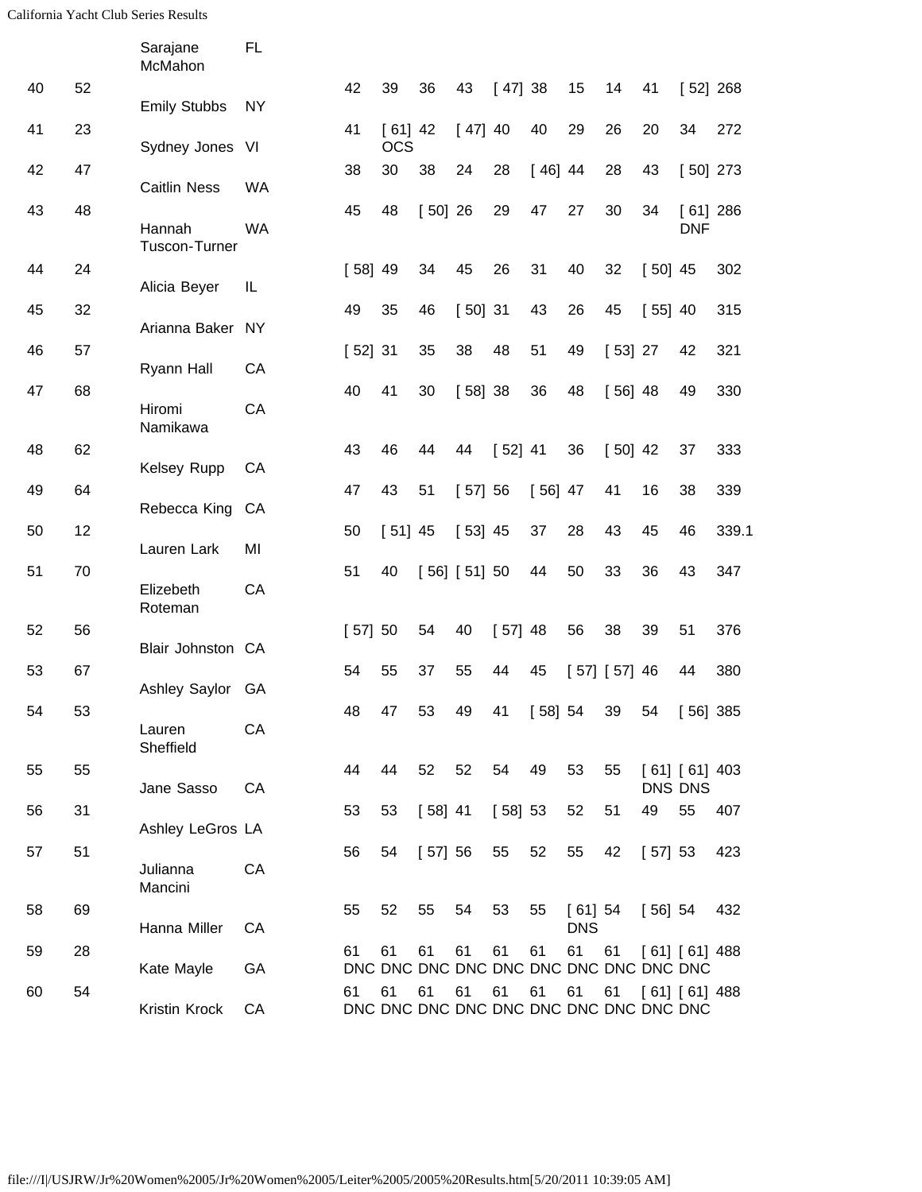| | | | | | | | | | | | | | | |
|---|---|---|---|---|---|---|---|---|---|---|---|---|---|---|
| | | Sarajane McMahon | FL | | | | | | | | | | | |
| 40 | 52 | Emily Stubbs | NY | 42 | 39 | 36 | 43 | [ 47] | 38 | 15 | 14 | 41 | [ 52] | 268 |
| 41 | 23 | Sydney Jones | VI | 41 | [ 61] OCS | 42 | [ 47] | 40 | 40 | 29 | 26 | 20 | 34 | 272 |
| 42 | 47 | Caitlin Ness | WA | 38 | 30 | 38 | 24 | 28 | [ 46] | 44 | 28 | 43 | [ 50] | 273 |
| 43 | 48 | Hannah Tuscon-Turner | WA | 45 | 48 | [ 50] | 26 | 29 | 47 | 27 | 30 | 34 | [ 61] DNF | 286 |
| 44 | 24 | Alicia Beyer | IL | [ 58] | 49 | 34 | 45 | 26 | 31 | 40 | 32 | [ 50] | 45 | 302 |
| 45 | 32 | Arianna Baker | NY | 49 | 35 | 46 | [ 50] | 31 | 43 | 26 | 45 | [ 55] | 40 | 315 |
| 46 | 57 | Ryann Hall | CA | [ 52] | 31 | 35 | 38 | 48 | 51 | 49 | [ 53] | 27 | 42 | 321 |
| 47 | 68 | Hiromi Namikawa | CA | 40 | 41 | 30 | [ 58] | 38 | 36 | 48 | [ 56] | 48 | 49 | 330 |
| 48 | 62 | Kelsey Rupp | CA | 43 | 46 | 44 | 44 | [ 52] | 41 | 36 | [ 50] | 42 | 37 | 333 |
| 49 | 64 | Rebecca King | CA | 47 | 43 | 51 | [ 57] | 56 | [ 56] | 47 | 41 | 16 | 38 | 339 |
| 50 | 12 | Lauren Lark | MI | 50 | [ 51] | 45 | [ 53] | 45 | 37 | 28 | 43 | 45 | 46 | 339.1 |
| 51 | 70 | Elizebeth Roteman | CA | 51 | 40 | [ 56] | [ 51] | 50 | 44 | 50 | 33 | 36 | 43 | 347 |
| 52 | 56 | Blair Johnston | CA | [ 57] | 50 | 54 | 40 | [ 57] | 48 | 56 | 38 | 39 | 51 | 376 |
| 53 | 67 | Ashley Saylor | GA | 54 | 55 | 37 | 55 | 44 | 45 | [ 57] | [ 57] | 46 | 44 | 380 |
| 54 | 53 | Lauren Sheffield | CA | 48 | 47 | 53 | 49 | 41 | [ 58] | 54 | 39 | 54 | [ 56] | 385 |
| 55 | 55 | Jane Sasso | CA | 44 | 44 | 52 | 52 | 54 | 49 | 53 | 55 | [ 61] DNS | [ 61] DNS | 403 |
| 56 | 31 | Ashley LeGros | LA | 53 | 53 | [ 58] | 41 | [ 58] | 53 | 52 | 51 | 49 | 55 | 407 |
| 57 | 51 | Julianna Mancini | CA | 56 | 54 | [ 57] | 56 | 55 | 52 | 55 | 42 | [ 57] | 53 | 423 |
| 58 | 69 | Hanna Miller | CA | 55 | 52 | 55 | 54 | 53 | 55 | [ 61] DNS | 54 | [ 56] | 54 | 432 |
| 59 | 28 | Kate Mayle | GA | 61 DNC | 61 DNC | 61 DNC | 61 DNC | 61 DNC | 61 DNC | 61 DNC | 61 DNC | [ 61] DNC | [ 61] DNC | 488 |
| 60 | 54 | Kristin Krock | CA | 61 DNC | 61 DNC | 61 DNC | 61 DNC | 61 DNC | 61 DNC | 61 DNC | 61 DNC | [ 61] DNC | [ 61] DNC | 488 |